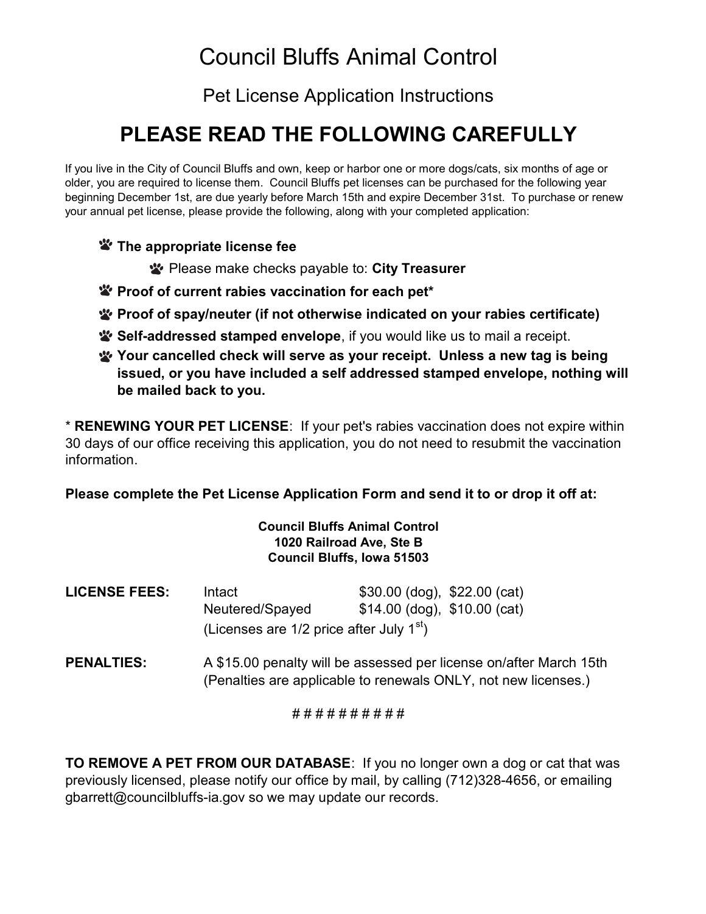# Council Bluffs Animal Control

## Pet License Application Instructions

## PLEASE READ THE FOLLOWING CAREFULLY

If you live in the City of Council Bluffs and own, keep or harbor one or more dogs/cats, six months of age or older, you are required to license them. Council Bluffs pet licenses can be purchased for the following year beginning December 1st, are due yearly before March 15th and expire December 31st. To purchase or renew your annual pet license, please provide the following, along with your completed application:

- **The appropriate license fee**
  - Please make checks payable to: **City Treasurer**
- **Proof of current rabies vaccination for each pet***
- **Proof of spay/neuter (if not otherwise indicated on your rabies certificate)**
- **Self-addressed stamped envelope**, if you would like us to mail a receipt.
- **Your cancelled check will serve as your receipt. Unless a new tag is being issued, or you have included a self addressed stamped envelope, nothing will be mailed back to you.**

* **RENEWING YOUR PET LICENSE**: If your pet's rabies vaccination does not expire within 30 days of our office receiving this application, you do not need to resubmit the vaccination information.

**Please complete the Pet License Application Form and send it to or drop it off at:**

**Council Bluffs Animal Control**
**1020 Railroad Ave, Ste B**
**Council Bluffs, Iowa 51503**

| | | |
|---|---|---|
| **LICENSE FEES:** | Intact | $30.00 (dog), $22.00 (cat) |
| | Neutered/Spayed | $14.00 (dog), $10.00 (cat) |
| | (Licenses are 1/2 price after July 1st) | |

**PENALTIES:** A $15.00 penalty will be assessed per license on/after March 15th (Penalties are applicable to renewals ONLY, not new licenses.)

# # # # # # # # # #

**TO REMOVE A PET FROM OUR DATABASE**: If you no longer own a dog or cat that was previously licensed, please notify our office by mail, by calling (712)328-4656, or emailing gbarrett@councilbluffs-ia.gov so we may update our records.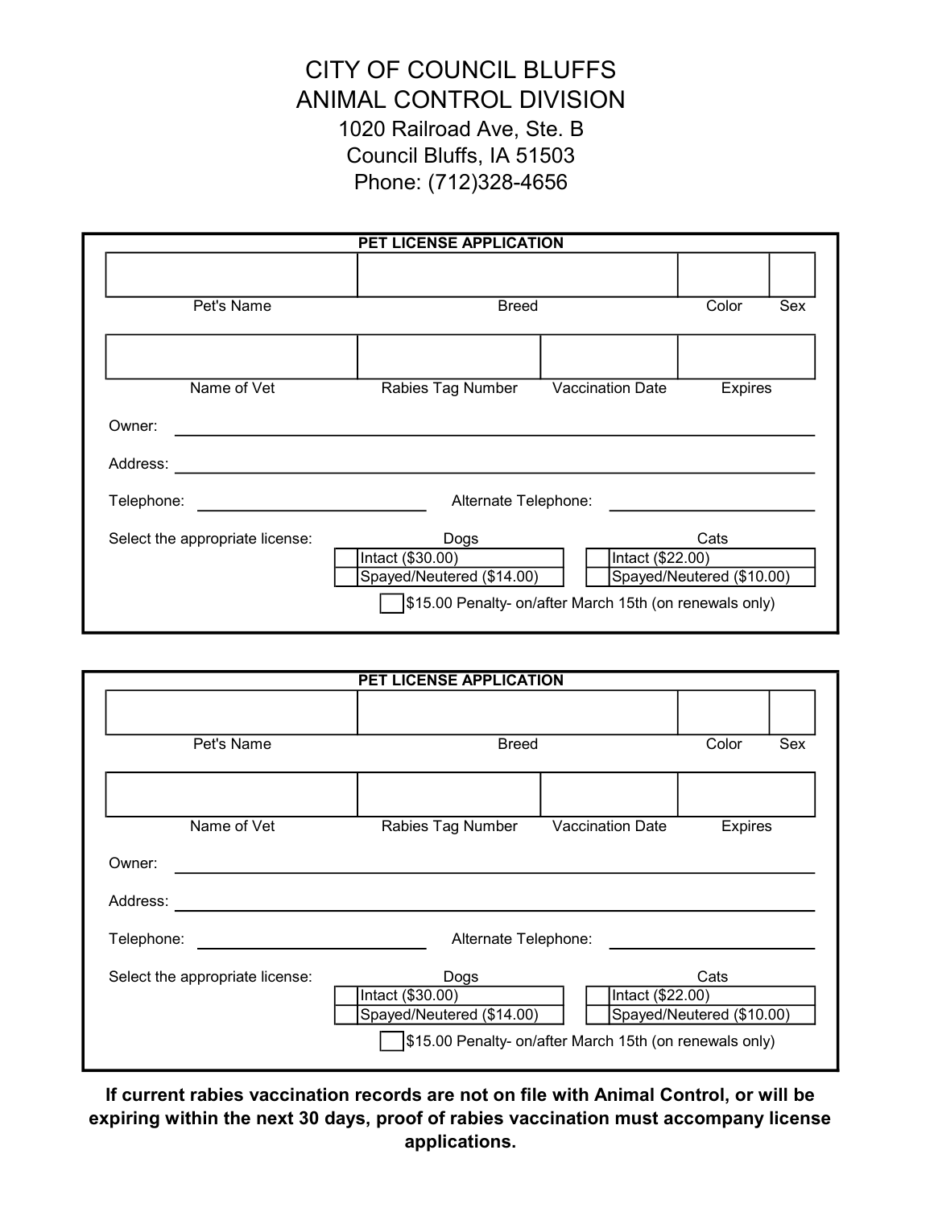# CITY OF COUNCIL BLUFFS
# ANIMAL CONTROL DIVISION

1020 Railroad Ave, Ste. B
Council Bluffs, IA 51503
Phone: (712)328-4656

## PET LICENSE APPLICATION

| | | | |
|---|---|---|---|
| | | | |
| Pet's Name | Breed | Color | Sex |

| | | | |
|---|---|---|---|
| | | | |
| Name of Vet | Rabies Tag Number | Vaccination Date | Expires |

Owner: ______________________________

Address: ______________________________

Telephone: ______________ Alternate Telephone: ______________

Select the appropriate license:

| Dogs | Cats |
|---|---|
| ☐ Intact ($30.00) | ☐ Intact ($22.00) |
| ☐ Spayed/Neutered ($14.00) | ☐ Spayed/Neutered ($10.00) |

☐ $15.00 Penalty- on/after March 15th (on renewals only)

## PET LICENSE APPLICATION

| | | | |
|---|---|---|---|
| | | | |
| Pet's Name | Breed | Color | Sex |

| | | | |
|---|---|---|---|
| | | | |
| Name of Vet | Rabies Tag Number | Vaccination Date | Expires |

Owner: ______________________________

Address: ______________________________

Telephone: ______________ Alternate Telephone: ______________

Select the appropriate license:

| Dogs | Cats |
|---|---|
| ☐ Intact ($30.00) | ☐ Intact ($22.00) |
| ☐ Spayed/Neutered ($14.00) | ☐ Spayed/Neutered ($10.00) |

☐ $15.00 Penalty- on/after March 15th (on renewals only)

**If current rabies vaccination records are not on file with Animal Control, or will be expiring within the next 30 days, proof of rabies vaccination must accompany license applications.**